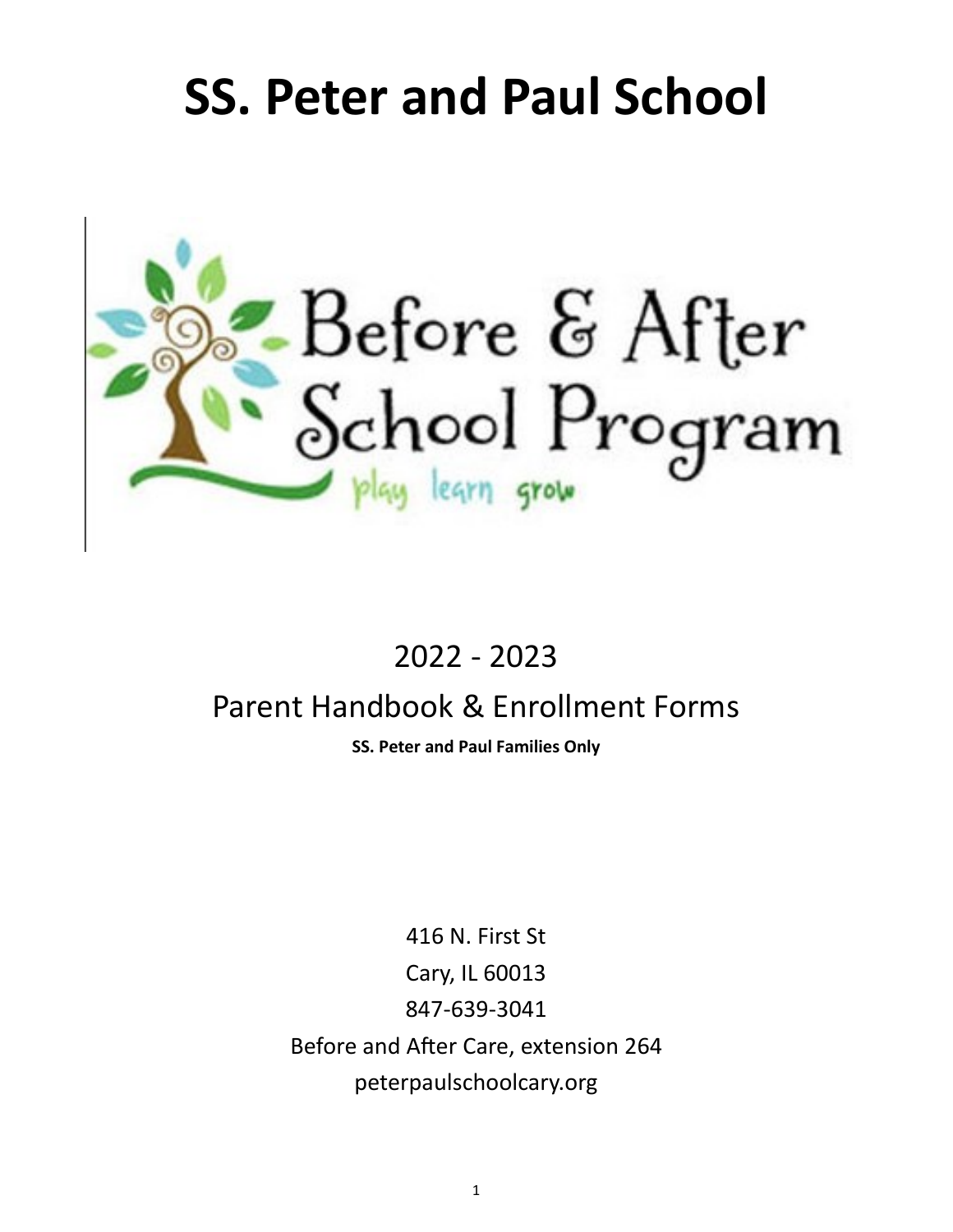# SS. Peter and Paul School

Before & After School Program

play learn grow

2022 - 2023

Parent Handbook & Enrollment Forms

**SS. Peter and Paul Families Only**

416 N. First St

Cary, IL 60013

847-639-3041

Before and After Care, extension 264

peterpaulschoolcary.org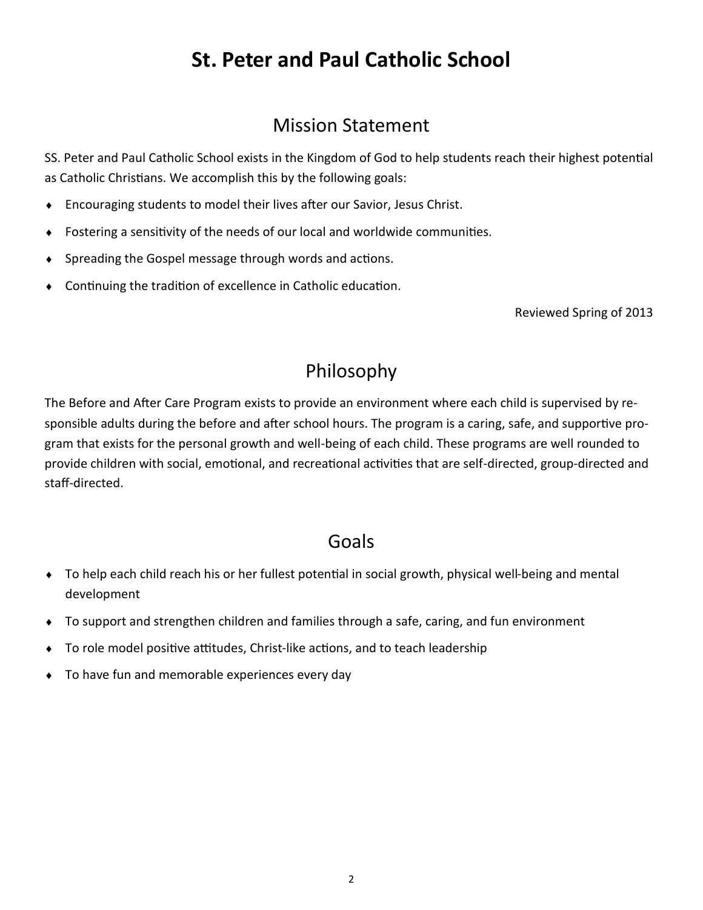# St. Peter and Paul Catholic School

## Mission Statement

SS. Peter and Paul Catholic School exists in the Kingdom of God to help students reach their highest potential as Catholic Christians. We accomplish this by the following goals:

- Encouraging students to model their lives after our Savior, Jesus Christ.
- Fostering a sensitivity of the needs of our local and worldwide communities.
- Spreading the Gospel message through words and actions.
- Continuing the tradition of excellence in Catholic education.

Reviewed Spring of 2013

## Philosophy

The Before and After Care Program exists to provide an environment where each child is supervised by responsible adults during the before and after school hours. The program is a caring, safe, and supportive program that exists for the personal growth and well-being of each child. These programs are well rounded to provide children with social, emotional, and recreational activities that are self-directed, group-directed and staff-directed.

## Goals

- To help each child reach his or her fullest potential in social growth, physical well-being and mental development
- To support and strengthen children and families through a safe, caring, and fun environment
- To role model positive attitudes, Christ-like actions, and to teach leadership
- To have fun and memorable experiences every day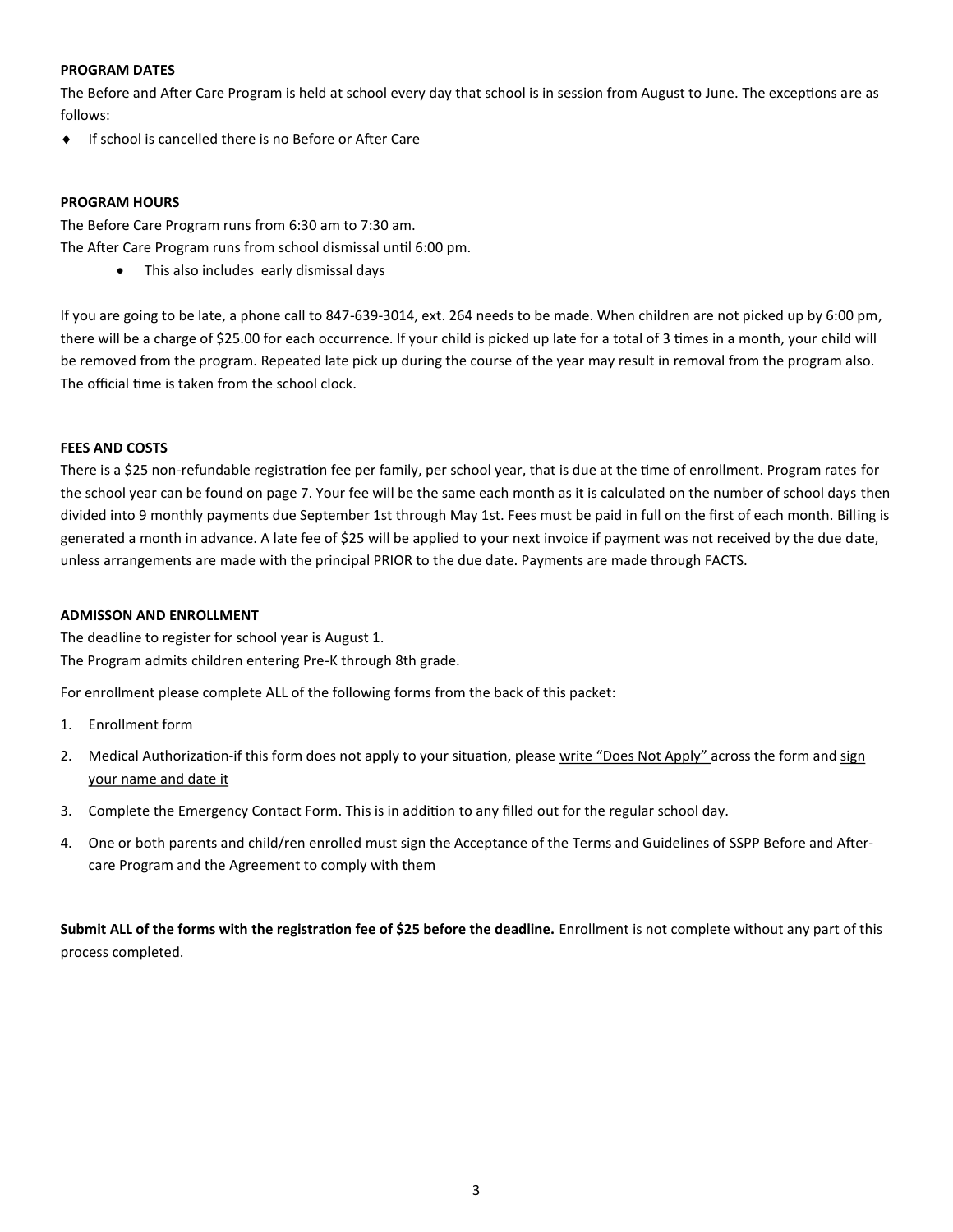**PROGRAM DATES**

The Before and After Care Program is held at school every day that school is in session from August to June. The exceptions are as follows:

- If school is cancelled there is no Before or After Care

**PROGRAM HOURS**

The Before Care Program runs from 6:30 am to 7:30 am.

The After Care Program runs from school dismissal until 6:00 pm.

- This also includes early dismissal days

If you are going to be late, a phone call to 847-639-3014, ext. 264 needs to be made. When children are not picked up by 6:00 pm, there will be a charge of $25.00 for each occurrence. If your child is picked up late for a total of 3 times in a month, your child will be removed from the program. Repeated late pick up during the course of the year may result in removal from the program also. The official time is taken from the school clock.

**FEES AND COSTS**

There is a $25 non-refundable registration fee per family, per school year, that is due at the time of enrollment. Program rates for the school year can be found on page 7. Your fee will be the same each month as it is calculated on the number of school days then divided into 9 monthly payments due September 1st through May 1st. Fees must be paid in full on the first of each month. Billing is generated a month in advance. A late fee of $25 will be applied to your next invoice if payment was not received by the due date, unless arrangements are made with the principal PRIOR to the due date. Payments are made through FACTS.

**ADMISSON AND ENROLLMENT**

The deadline to register for school year is August 1.

The Program admits children entering Pre-K through 8th grade.

For enrollment please complete ALL of the following forms from the back of this packet:

1. Enrollment form
2. Medical Authorization-if this form does not apply to your situation, please write "Does Not Apply" across the form and sign your name and date it
3. Complete the Emergency Contact Form. This is in addition to any filled out for the regular school day.
4. One or both parents and child/ren enrolled must sign the Acceptance of the Terms and Guidelines of SSPP Before and After-care Program and the Agreement to comply with them

**Submit ALL of the forms with the registration fee of $25 before the deadline.** Enrollment is not complete without any part of this process completed.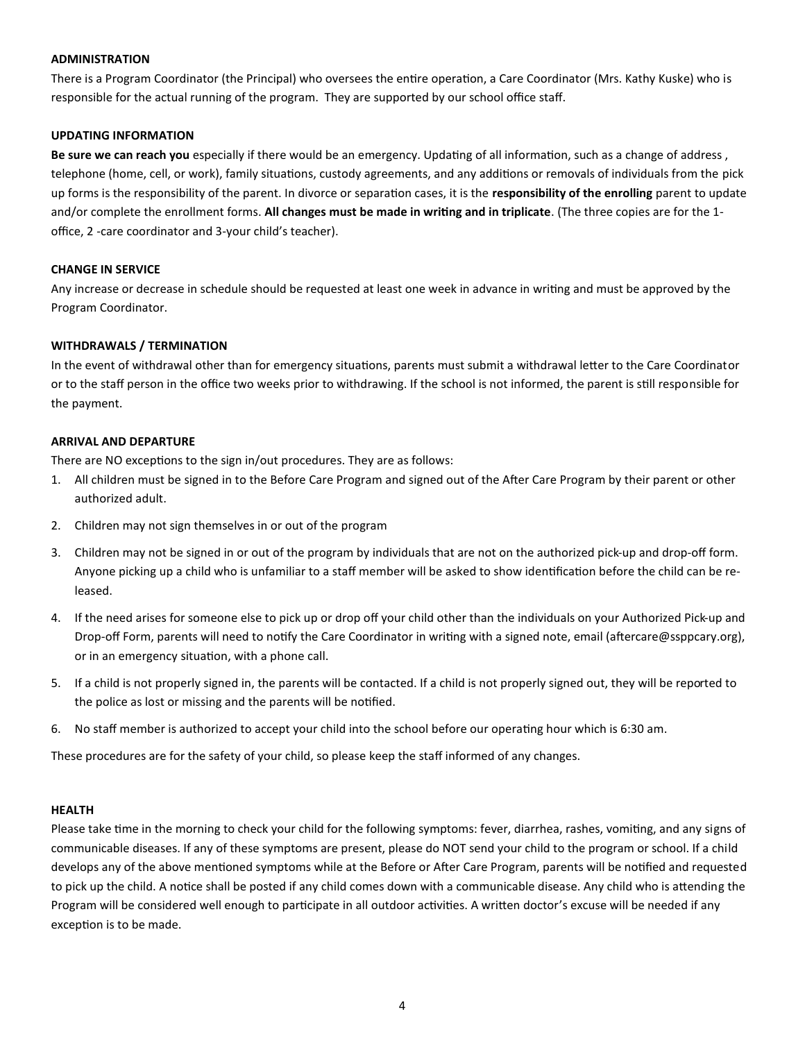**ADMINISTRATION**

There is a Program Coordinator (the Principal) who oversees the entire operation, a Care Coordinator (Mrs. Kathy Kuske) who is responsible for the actual running of the program. They are supported by our school office staff.

**UPDATING INFORMATION**

**Be sure we can reach you** especially if there would be an emergency. Updating of all information, such as a change of address , telephone (home, cell, or work), family situations, custody agreements, and any additions or removals of individuals from the pick up forms is the responsibility of the parent. In divorce or separation cases, it is the **responsibility of the enrolling** parent to update and/or complete the enrollment forms. **All changes must be made in writing and in triplicate**. (The three copies are for the 1-office, 2 -care coordinator and 3-your child's teacher).

**CHANGE IN SERVICE**

Any increase or decrease in schedule should be requested at least one week in advance in writing and must be approved by the Program Coordinator.

**WITHDRAWALS / TERMINATION**

In the event of withdrawal other than for emergency situations, parents must submit a withdrawal letter to the Care Coordinator or to the staff person in the office two weeks prior to withdrawing. If the school is not informed, the parent is still responsible for the payment.

**ARRIVAL AND DEPARTURE**

There are NO exceptions to the sign in/out procedures. They are as follows:

1. All children must be signed in to the Before Care Program and signed out of the After Care Program by their parent or other authorized adult.
2. Children may not sign themselves in or out of the program
3. Children may not be signed in or out of the program by individuals that are not on the authorized pick-up and drop-off form. Anyone picking up a child who is unfamiliar to a staff member will be asked to show identification before the child can be released.
4. If the need arises for someone else to pick up or drop off your child other than the individuals on your Authorized Pick-up and Drop-off Form, parents will need to notify the Care Coordinator in writing with a signed note, email (aftercare@ssppcary.org), or in an emergency situation, with a phone call.
5. If a child is not properly signed in, the parents will be contacted. If a child is not properly signed out, they will be reported to the police as lost or missing and the parents will be notified.
6. No staff member is authorized to accept your child into the school before our operating hour which is 6:30 am.

These procedures are for the safety of your child, so please keep the staff informed of any changes.

**HEALTH**

Please take time in the morning to check your child for the following symptoms: fever, diarrhea, rashes, vomiting, and any signs of communicable diseases. If any of these symptoms are present, please do NOT send your child to the program or school. If a child develops any of the above mentioned symptoms while at the Before or After Care Program, parents will be notified and requested to pick up the child. A notice shall be posted if any child comes down with a communicable disease. Any child who is attending the Program will be considered well enough to participate in all outdoor activities. A written doctor's excuse will be needed if any exception is to be made.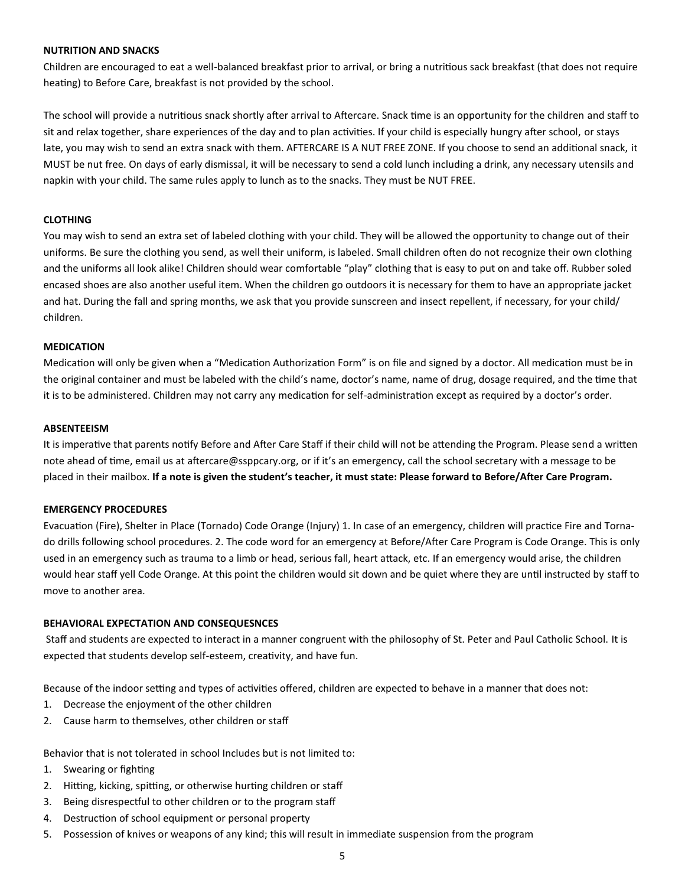**NUTRITION AND SNACKS**

Children are encouraged to eat a well-balanced breakfast prior to arrival, or bring a nutritious sack breakfast (that does not require heating) to Before Care, breakfast is not provided by the school.

The school will provide a nutritious snack shortly after arrival to Aftercare. Snack time is an opportunity for the children and staff to sit and relax together, share experiences of the day and to plan activities. If your child is especially hungry after school, or stays late, you may wish to send an extra snack with them. AFTERCARE IS A NUT FREE ZONE. If you choose to send an additional snack, it MUST be nut free. On days of early dismissal, it will be necessary to send a cold lunch including a drink, any necessary utensils and napkin with your child. The same rules apply to lunch as to the snacks. They must be NUT FREE.

**CLOTHING**

You may wish to send an extra set of labeled clothing with your child. They will be allowed the opportunity to change out of their uniforms. Be sure the clothing you send, as well their uniform, is labeled. Small children often do not recognize their own clothing and the uniforms all look alike! Children should wear comfortable "play" clothing that is easy to put on and take off. Rubber soled encased shoes are also another useful item. When the children go outdoors it is necessary for them to have an appropriate jacket and hat. During the fall and spring months, we ask that you provide sunscreen and insect repellent, if necessary, for your child/ children.

**MEDICATION**

Medication will only be given when a "Medication Authorization Form" is on file and signed by a doctor. All medication must be in the original container and must be labeled with the child's name, doctor's name, name of drug, dosage required, and the time that it is to be administered. Children may not carry any medication for self-administration except as required by a doctor's order.

**ABSENTEEISM**

It is imperative that parents notify Before and After Care Staff if their child will not be attending the Program. Please send a written note ahead of time, email us at aftercare@ssppcary.org, or if it's an emergency, call the school secretary with a message to be placed in their mailbox. **If a note is given the student's teacher, it must state: Please forward to Before/After Care Program.**

**EMERGENCY PROCEDURES**

Evacuation (Fire), Shelter in Place (Tornado) Code Orange (Injury) 1. In case of an emergency, children will practice Fire and Tornado drills following school procedures. 2. The code word for an emergency at Before/After Care Program is Code Orange. This is only used in an emergency such as trauma to a limb or head, serious fall, heart attack, etc. If an emergency would arise, the children would hear staff yell Code Orange. At this point the children would sit down and be quiet where they are until instructed by staff to move to another area.

**BEHAVIORAL EXPECTATION AND CONSEQUESNCES**

Staff and students are expected to interact in a manner congruent with the philosophy of St. Peter and Paul Catholic School. It is expected that students develop self-esteem, creativity, and have fun.

Because of the indoor setting and types of activities offered, children are expected to behave in a manner that does not:

1. Decrease the enjoyment of the other children
2. Cause harm to themselves, other children or staff

Behavior that is not tolerated in school Includes but is not limited to:

1. Swearing or fighting
2. Hitting, kicking, spitting, or otherwise hurting children or staff
3. Being disrespectful to other children or to the program staff
4. Destruction of school equipment or personal property
5. Possession of knives or weapons of any kind; this will result in immediate suspension from the program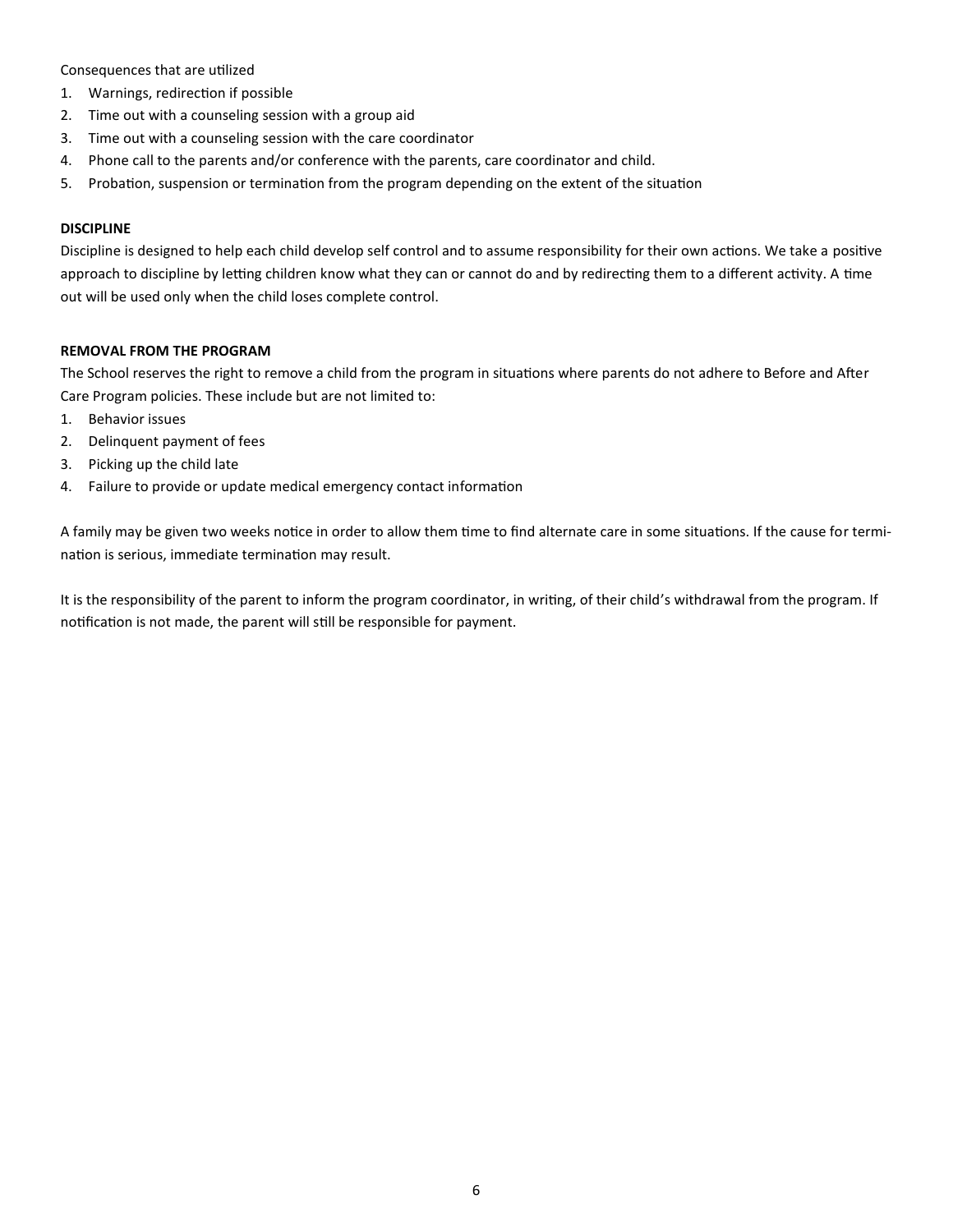Consequences that are utilized

1. Warnings, redirection if possible
2. Time out with a counseling session with a group aid
3. Time out with a counseling session with the care coordinator
4. Phone call to the parents and/or conference with the parents, care coordinator and child.
5. Probation, suspension or termination from the program depending on the extent of the situation

**DISCIPLINE**

Discipline is designed to help each child develop self control and to assume responsibility for their own actions. We take a positive approach to discipline by letting children know what they can or cannot do and by redirecting them to a different activity. A time out will be used only when the child loses complete control.

**REMOVAL FROM THE PROGRAM**

The School reserves the right to remove a child from the program in situations where parents do not adhere to Before and After Care Program policies. These include but are not limited to:

1. Behavior issues
2. Delinquent payment of fees
3. Picking up the child late
4. Failure to provide or update medical emergency contact information

A family may be given two weeks notice in order to allow them time to find alternate care in some situations. If the cause for termination is serious, immediate termination may result.

It is the responsibility of the parent to inform the program coordinator, in writing, of their child's withdrawal from the program. If notification is not made, the parent will still be responsible for payment.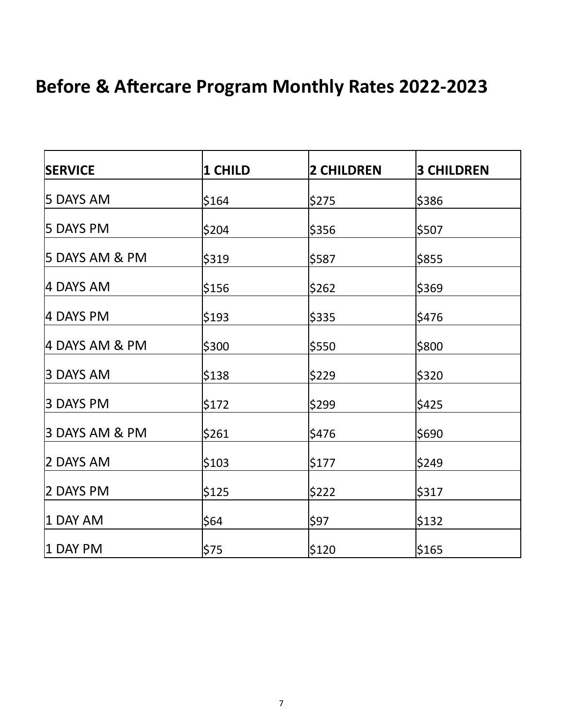# Before & Aftercare Program Monthly Rates 2022-2023

| SERVICE | 1 CHILD | 2 CHILDREN | 3 CHILDREN |
|---|---|---|---|
| 5 DAYS AM | $164 | $275 | $386 |
| 5 DAYS PM | $204 | $356 | $507 |
| 5 DAYS AM & PM | $319 | $587 | $855 |
| 4 DAYS AM | $156 | $262 | $369 |
| 4 DAYS PM | $193 | $335 | $476 |
| 4 DAYS AM & PM | $300 | $550 | $800 |
| 3 DAYS AM | $138 | $229 | $320 |
| 3 DAYS PM | $172 | $299 | $425 |
| 3 DAYS AM & PM | $261 | $476 | $690 |
| 2 DAYS AM | $103 | $177 | $249 |
| 2 DAYS PM | $125 | $222 | $317 |
| 1 DAY AM | $64 | $97 | $132 |
| 1 DAY PM | $75 | $120 | $165 |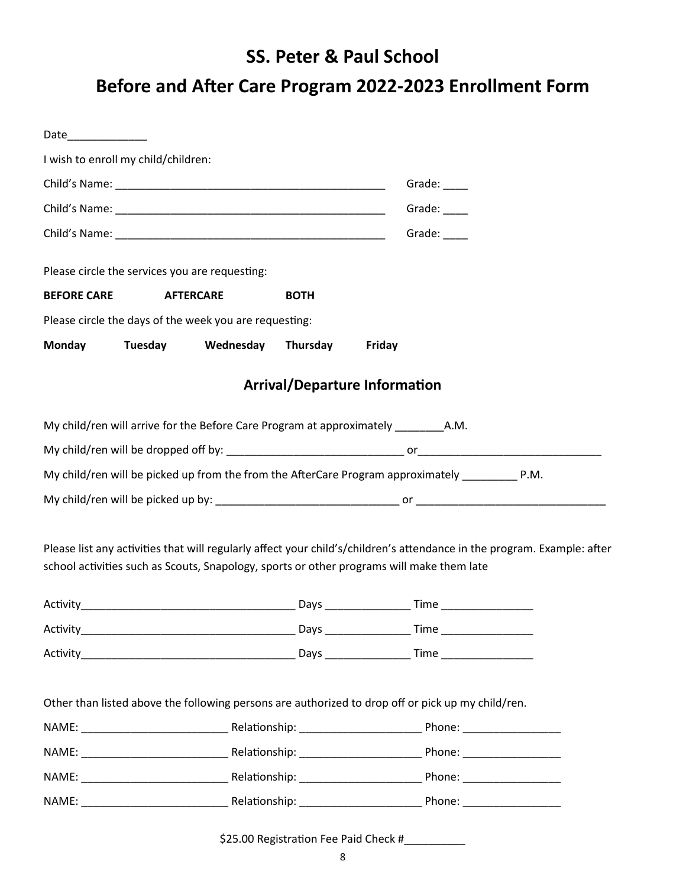# SS. Peter & Paul School

# Before and After Care Program 2022-2023 Enrollment Form

Date_____________

I wish to enroll my child/children:

Child's Name: _____________________________________________ Grade: ____

Child's Name: _____________________________________________ Grade: ____

Child's Name: _____________________________________________ Grade: ____

Please circle the services you are requesting:

**BEFORE CARE** **AFTERCARE** **BOTH**

Please circle the days of the week you are requesting:

**Monday** **Tuesday** **Wednesday** **Thursday** **Friday**

## Arrival/Departure Information

My child/ren will arrive for the Before Care Program at approximately ________A.M.

My child/ren will be dropped off by: _____________________________ or______________________________

My child/ren will be picked up from the from the AfterCare Program approximately _________ P.M.

My child/ren will be picked up by: ______________________________ or _______________________________

Please list any activities that will regularly affect your child's/children's attendance in the program. Example: after school activities such as Scouts, Snapology, sports or other programs will make them late

Activity___________________________________ Days ______________ Time _______________

Activity___________________________________ Days ______________ Time _______________

Activity___________________________________ Days ______________ Time _______________

Other than listed above the following persons are authorized to drop off or pick up my child/ren.

NAME: ________________________ Relationship: ____________________ Phone: ________________

NAME: ________________________ Relationship: ____________________ Phone: ________________

NAME: ________________________ Relationship: ____________________ Phone: ________________

NAME: ________________________ Relationship: ____________________ Phone: ________________

$25.00 Registration Fee Paid Check #__________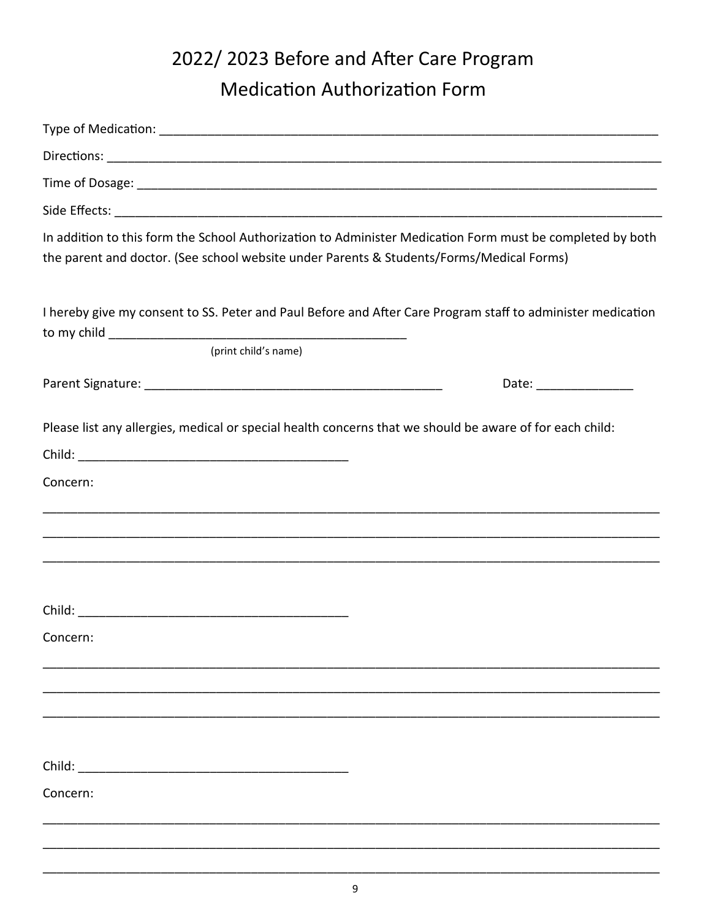# 2022/ 2023 Before and After Care Program

# Medication Authorization Form

Type of Medication: ___________________________________________________________________________

Directions: ___________________________________________________________________________________

Time of Dosage: _______________________________________________________________________________

Side Effects: __________________________________________________________________________________

In addition to this form the School Authorization to Administer Medication Form must be completed by both the parent and doctor. (See school website under Parents & Students/Forms/Medical Forms)

I hereby give my consent to SS. Peter and Paul Before and After Care Program staff to administer medication to my child ____________________________________________

(print child's name)

Parent Signature: ____________________________________________ Date: ______________

Please list any allergies, medical or special health concerns that we should be aware of for each child:

Child: _______________________________________

Concern:

_____________________________________________________________________________________________

_____________________________________________________________________________________________

_____________________________________________________________________________________________

Child: _______________________________________

Concern:

_____________________________________________________________________________________________

_____________________________________________________________________________________________

_____________________________________________________________________________________________

Child: _______________________________________

Concern:

_____________________________________________________________________________________________

_____________________________________________________________________________________________

_____________________________________________________________________________________________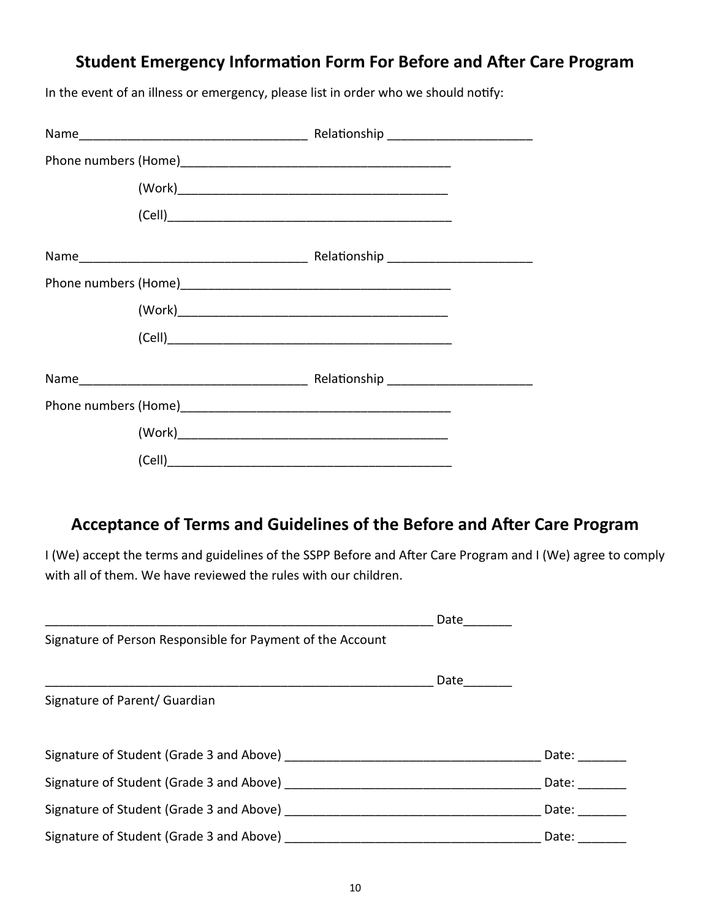## Student Emergency Information Form For Before and After Care Program

In the event of an illness or emergency, please list in order who we should notify:

Name_________________________________ Relationship _____________________

Phone numbers (Home)_______________________________________

(Work)_______________________________________

(Cell)________________________________________

Name_________________________________ Relationship _____________________

Phone numbers (Home)_______________________________________

(Work)_______________________________________

(Cell)________________________________________

Name_________________________________ Relationship _____________________

Phone numbers (Home)_______________________________________

(Work)_______________________________________

(Cell)________________________________________

## Acceptance of Terms and Guidelines of the Before and After Care Program

I (We) accept the terms and guidelines of the SSPP Before and After Care Program and I (We) agree to comply with all of them. We have reviewed the rules with our children.

__________________________________________________________ Date_______

Signature of Person Responsible for Payment of the Account

__________________________________________________________ Date_______

Signature of Parent/ Guardian

Signature of Student (Grade 3 and Above) _____________________________________ Date: _______

Signature of Student (Grade 3 and Above) _____________________________________ Date: _______

Signature of Student (Grade 3 and Above) _____________________________________ Date: _______

Signature of Student (Grade 3 and Above) _____________________________________ Date: _______